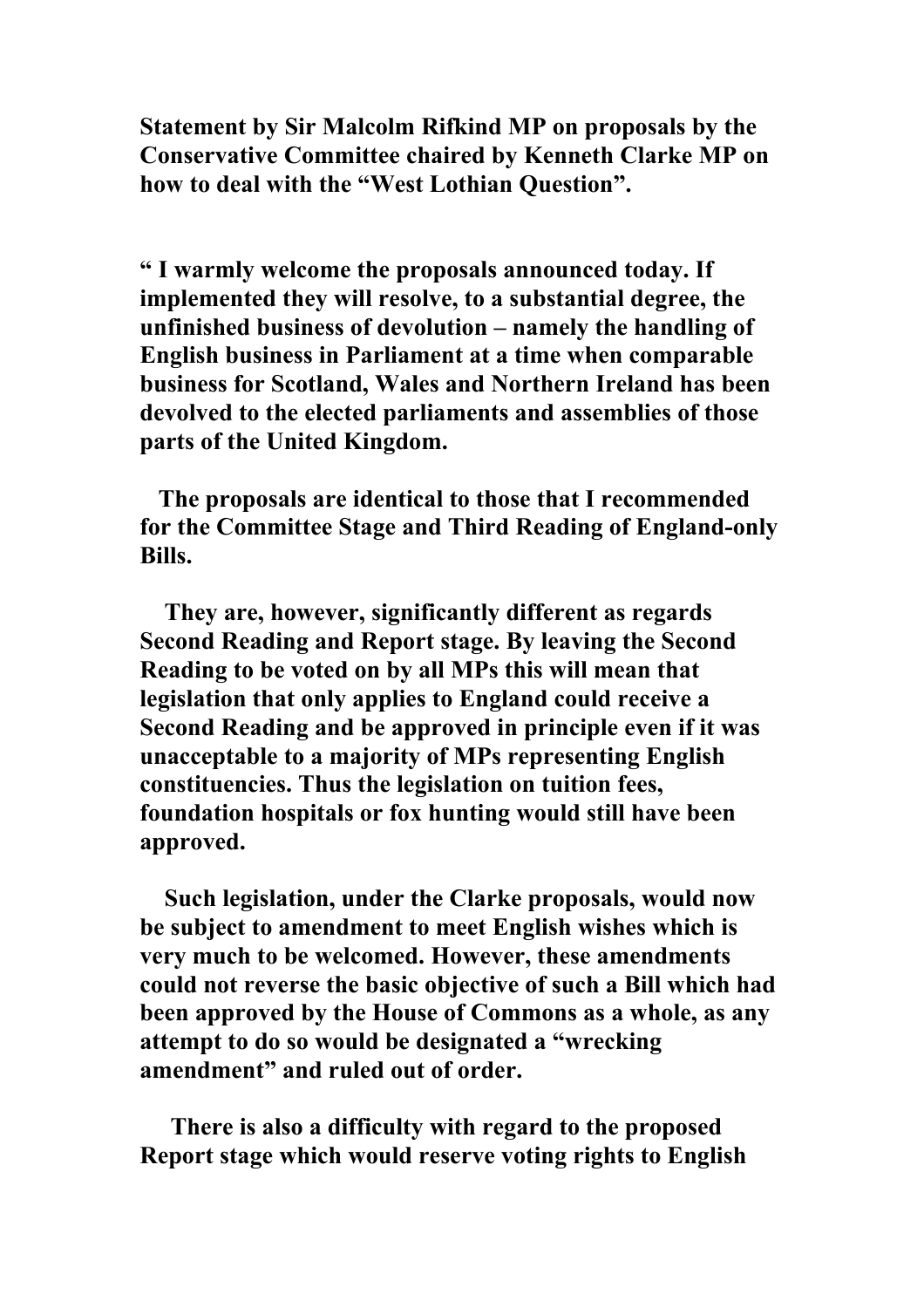**Statement by Sir Malcolm Rifkind MP on proposals by the Conservative Committee chaired by Kenneth Clarke MP on how to deal with the "West Lothian Question".**

**" I warmly welcome the proposals announced today. If implemented they will resolve, to a substantial degree, the unfinished business of devolution – namely the handling of English business in Parliament at a time when comparable business for Scotland, Wales and Northern Ireland has been devolved to the elected parliaments and assemblies of those parts of the United Kingdom.**

**The proposals are identical to those that I recommended for the Committee Stage and Third Reading of England-only Bills.**

**They are, however, significantly different as regards Second Reading and Report stage. By leaving the Second Reading to be voted on by all MPs this will mean that legislation that only applies to England could receive a Second Reading and be approved in principle even if it was unacceptable to a majority of MPs representing English constituencies. Thus the legislation on tuition fees, foundation hospitals or fox hunting would still have been approved.**

**Such legislation, under the Clarke proposals, would now be subject to amendment to meet English wishes which is very much to be welcomed. However, these amendments could not reverse the basic objective of such a Bill which had been approved by the House of Commons as a whole, as any attempt to do so would be designated a "wrecking amendment" and ruled out of order.**

**There is also a difficulty with regard to the proposed Report stage which would reserve voting rights to English**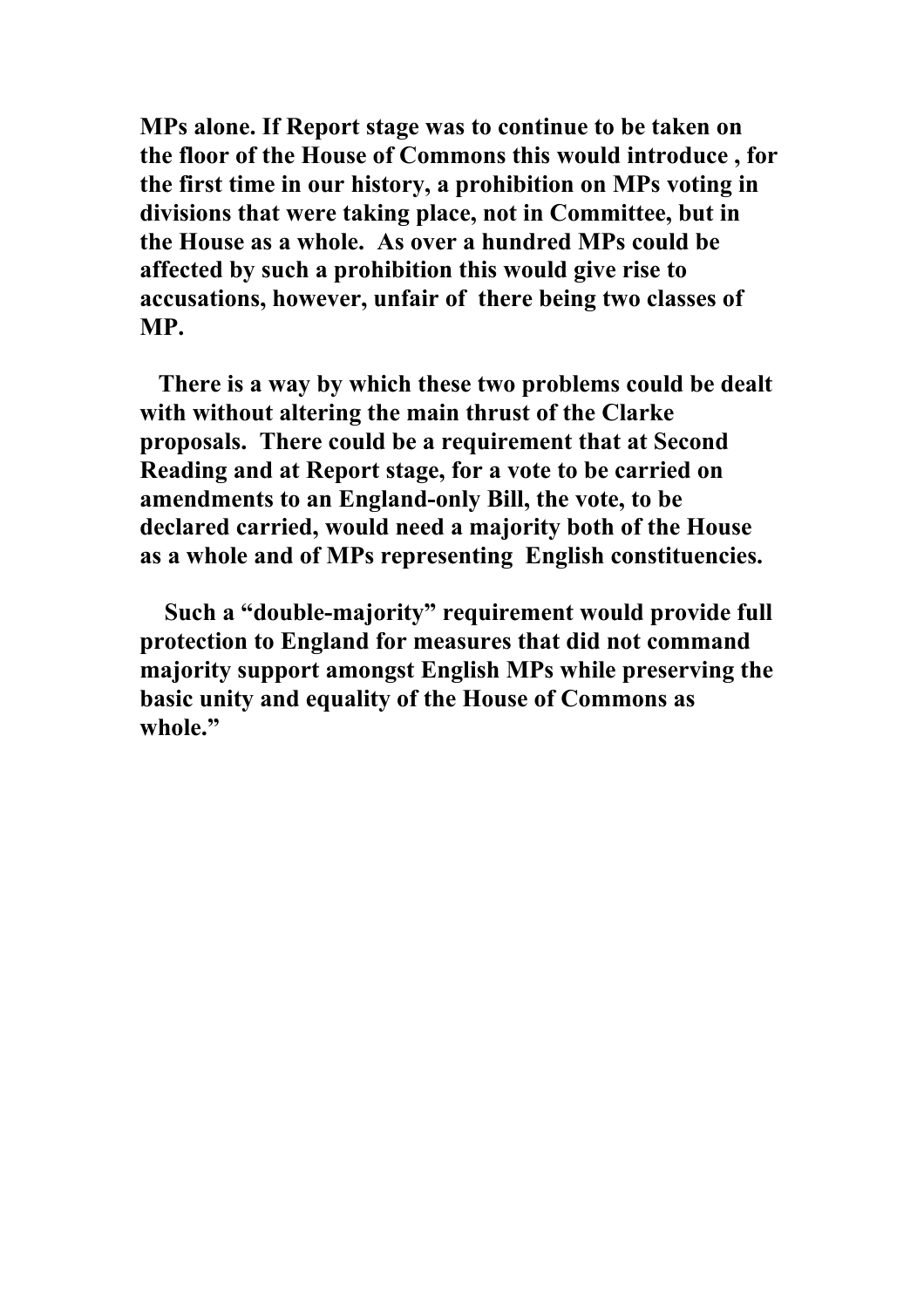**MPs alone. If Report stage was to continue to be taken on the floor of the House of Commons this would introduce , for the first time in our history, a prohibition on MPs voting in divisions that were taking place, not in Committee, but in the House as a whole. As over a hundred MPs could be affected by such a prohibition this would give rise to accusations, however, unfair of there being two classes of MP.**

**There is a way by which these two problems could be dealt with without altering the main thrust of the Clarke proposals. There could be a requirement that at Second Reading and at Report stage, for a vote to be carried on amendments to an England-only Bill, the vote, to be declared carried, would need a majority both of the House as a whole and of MPs representing English constituencies.**

**Such a "double-majority" requirement would provide full protection to England for measures that did not command majority support amongst English MPs while preserving the basic unity and equality of the House of Commons as whole."**